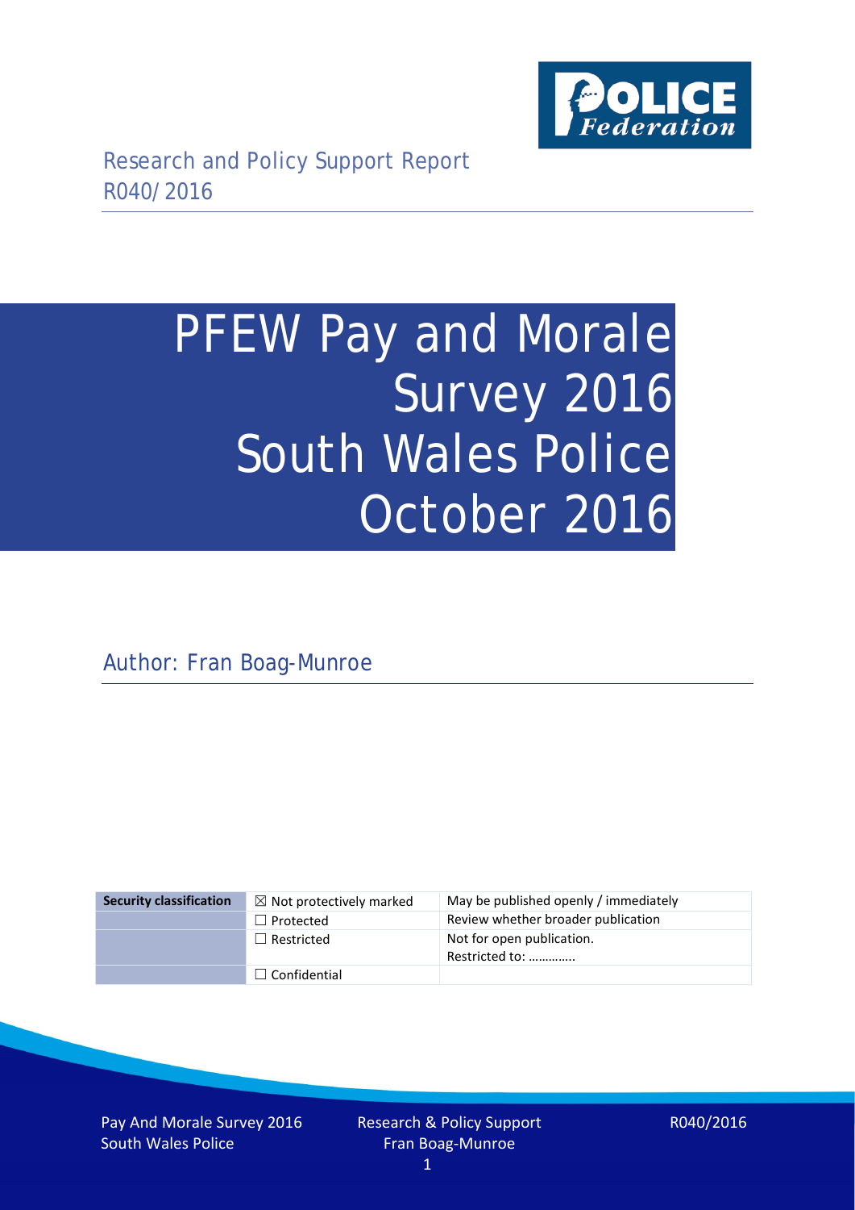Research and Policy Support Report
R040/2016

# PFEW Pay and Morale Survey 2016 South Wales Police October 2016

Author: Fran Boag-Munroe

| Security classification | ☒ Not protectively marked | May be published openly / immediately |
|---|---|---|
| | ☐ Protected | Review whether broader publication |
| | ☐ Restricted | Not for open publication. Restricted to: ………….. |
| | ☐ Confidential | |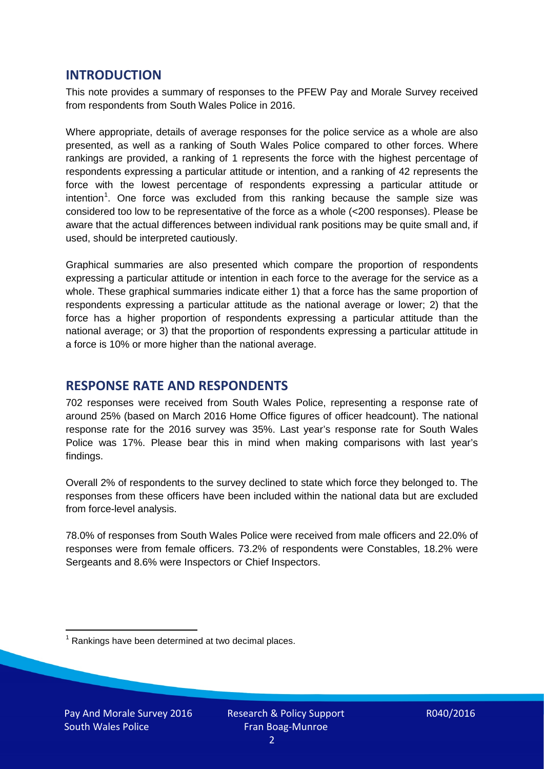## INTRODUCTION

This note provides a summary of responses to the PFEW Pay and Morale Survey received from respondents from South Wales Police in 2016.

Where appropriate, details of average responses for the police service as a whole are also presented, as well as a ranking of South Wales Police compared to other forces. Where rankings are provided, a ranking of 1 represents the force with the highest percentage of respondents expressing a particular attitude or intention, and a ranking of 42 represents the force with the lowest percentage of respondents expressing a particular attitude or intention[1]. One force was excluded from this ranking because the sample size was considered too low to be representative of the force as a whole (<200 responses). Please be aware that the actual differences between individual rank positions may be quite small and, if used, should be interpreted cautiously.

Graphical summaries are also presented which compare the proportion of respondents expressing a particular attitude or intention in each force to the average for the service as a whole. These graphical summaries indicate either 1) that a force has the same proportion of respondents expressing a particular attitude as the national average or lower; 2) that the force has a higher proportion of respondents expressing a particular attitude than the national average; or 3) that the proportion of respondents expressing a particular attitude in a force is 10% or more higher than the national average.

## RESPONSE RATE AND RESPONDENTS

702 responses were received from South Wales Police, representing a response rate of around 25% (based on March 2016 Home Office figures of officer headcount). The national response rate for the 2016 survey was 35%. Last year's response rate for South Wales Police was 17%. Please bear this in mind when making comparisons with last year's findings.

Overall 2% of respondents to the survey declined to state which force they belonged to. The responses from these officers have been included within the national data but are excluded from force-level analysis.

78.0% of responses from South Wales Police were received from male officers and 22.0% of responses were from female officers. 73.2% of respondents were Constables, 18.2% were Sergeants and 8.6% were Inspectors or Chief Inspectors.

[1] Rankings have been determined at two decimal places.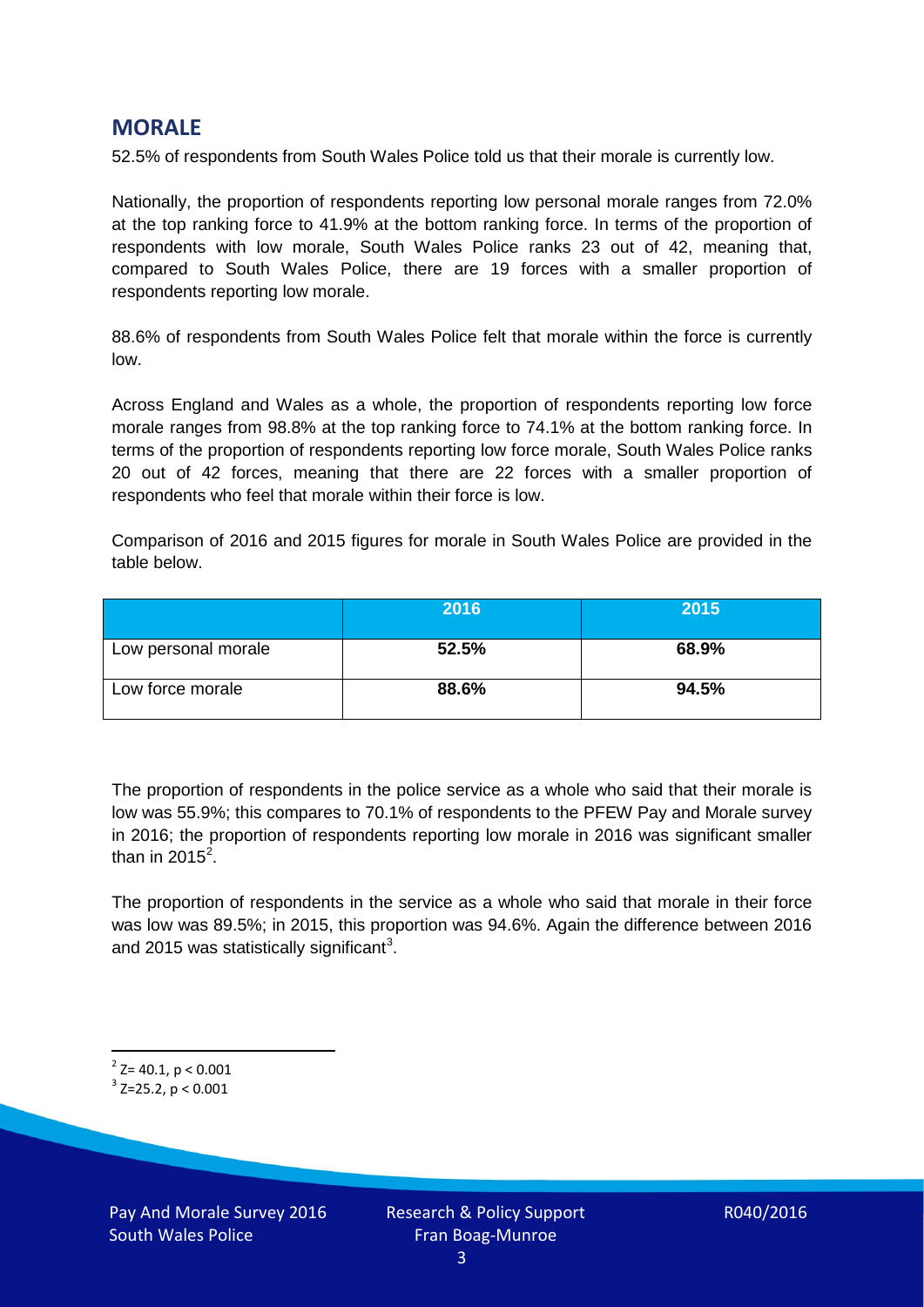## MORALE

52.5% of respondents from South Wales Police told us that their morale is currently low.

Nationally, the proportion of respondents reporting low personal morale ranges from 72.0% at the top ranking force to 41.9% at the bottom ranking force. In terms of the proportion of respondents with low morale, South Wales Police ranks 23 out of 42, meaning that, compared to South Wales Police, there are 19 forces with a smaller proportion of respondents reporting low morale.

88.6% of respondents from South Wales Police felt that morale within the force is currently low.

Across England and Wales as a whole, the proportion of respondents reporting low force morale ranges from 98.8% at the top ranking force to 74.1% at the bottom ranking force. In terms of the proportion of respondents reporting low force morale, South Wales Police ranks 20 out of 42 forces, meaning that there are 22 forces with a smaller proportion of respondents who feel that morale within their force is low.

Comparison of 2016 and 2015 figures for morale in South Wales Police are provided in the table below.

| | 2016 | 2015 |
|---|---|---|
| Low personal morale | **52.5%** | **68.9%** |
| Low force morale | **88.6%** | **94.5%** |

The proportion of respondents in the police service as a whole who said that their morale is low was 55.9%; this compares to 70.1% of respondents to the PFEW Pay and Morale survey in 2016; the proportion of respondents reporting low morale in 2016 was significant smaller than in 2015[2].

The proportion of respondents in the service as a whole who said that morale in their force was low was 89.5%; in 2015, this proportion was 94.6%. Again the difference between 2016 and 2015 was statistically significant[3].

[2] $Z= 40.1$, $p < 0.001$

[3] $Z=25.2$, $p < 0.001$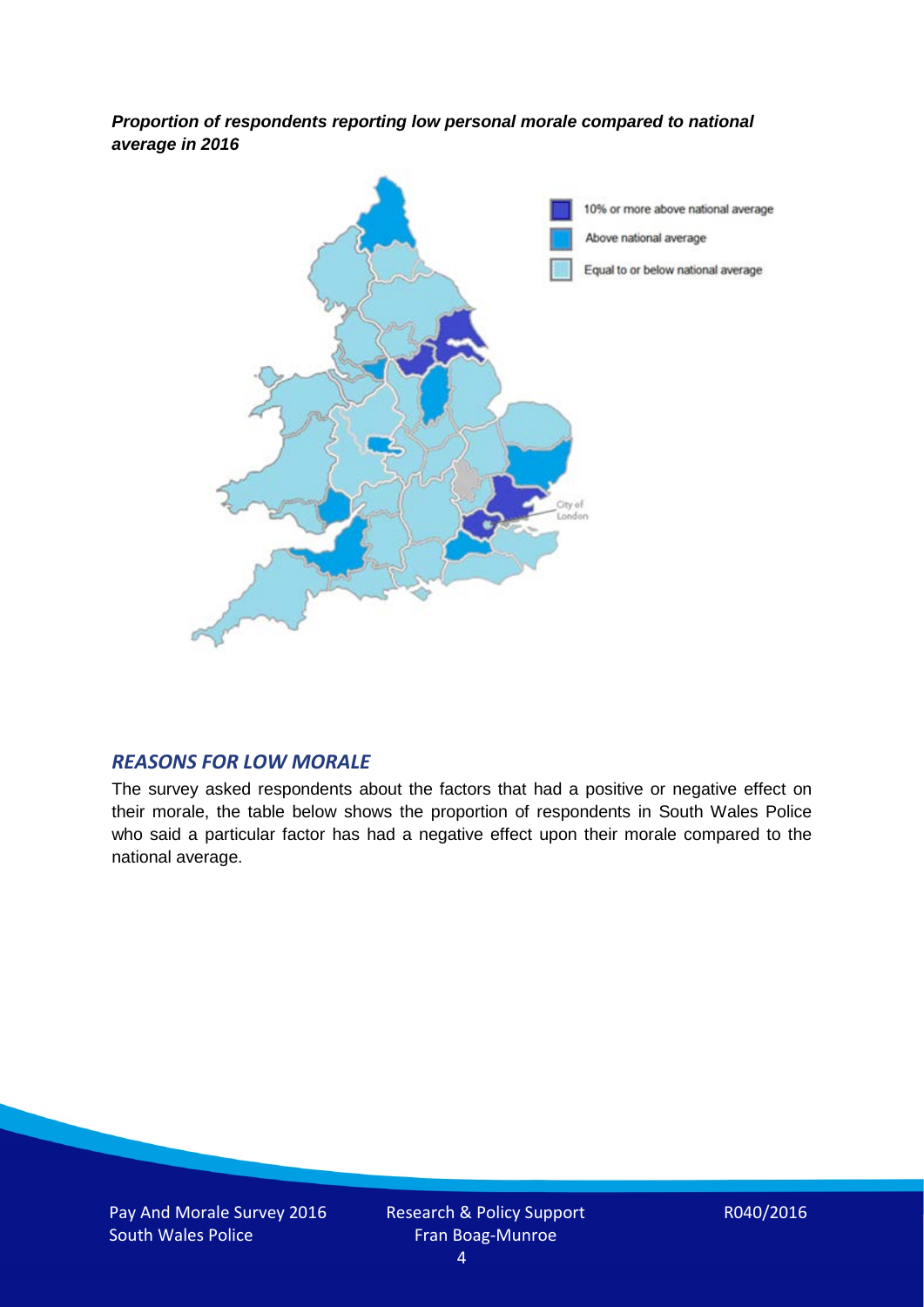***Proportion of respondents reporting low personal morale compared to national average in 2016***

## *REASONS FOR LOW MORALE*

The survey asked respondents about the factors that had a positive or negative effect on their morale, the table below shows the proportion of respondents in South Wales Police who said a particular factor has had a negative effect upon their morale compared to the national average.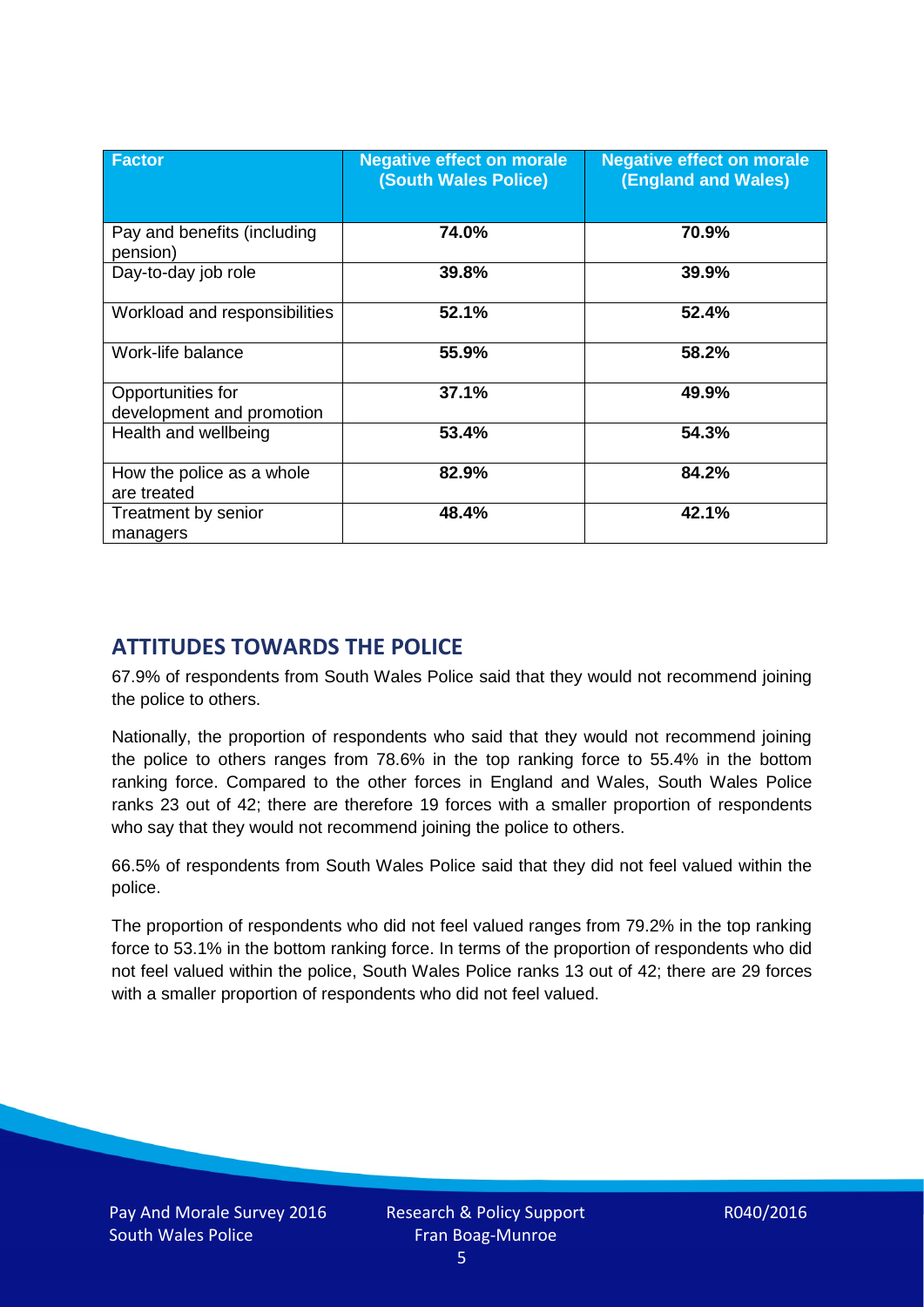| Factor | Negative effect on morale (South Wales Police) | Negative effect on morale (England and Wales) |
|---|---|---|
| Pay and benefits (including pension) | **74.0%** | **70.9%** |
| Day-to-day job role | **39.8%** | **39.9%** |
| Workload and responsibilities | **52.1%** | **52.4%** |
| Work-life balance | **55.9%** | **58.2%** |
| Opportunities for development and promotion | **37.1%** | **49.9%** |
| Health and wellbeing | **53.4%** | **54.3%** |
| How the police as a whole are treated | **82.9%** | **84.2%** |
| Treatment by senior managers | **48.4%** | **42.1%** |

## ATTITUDES TOWARDS THE POLICE

67.9% of respondents from South Wales Police said that they would not recommend joining the police to others.

Nationally, the proportion of respondents who said that they would not recommend joining the police to others ranges from 78.6% in the top ranking force to 55.4% in the bottom ranking force. Compared to the other forces in England and Wales, South Wales Police ranks 23 out of 42; there are therefore 19 forces with a smaller proportion of respondents who say that they would not recommend joining the police to others.

66.5% of respondents from South Wales Police said that they did not feel valued within the police.

The proportion of respondents who did not feel valued ranges from 79.2% in the top ranking force to 53.1% in the bottom ranking force. In terms of the proportion of respondents who did not feel valued within the police, South Wales Police ranks 13 out of 42; there are 29 forces with a smaller proportion of respondents who did not feel valued.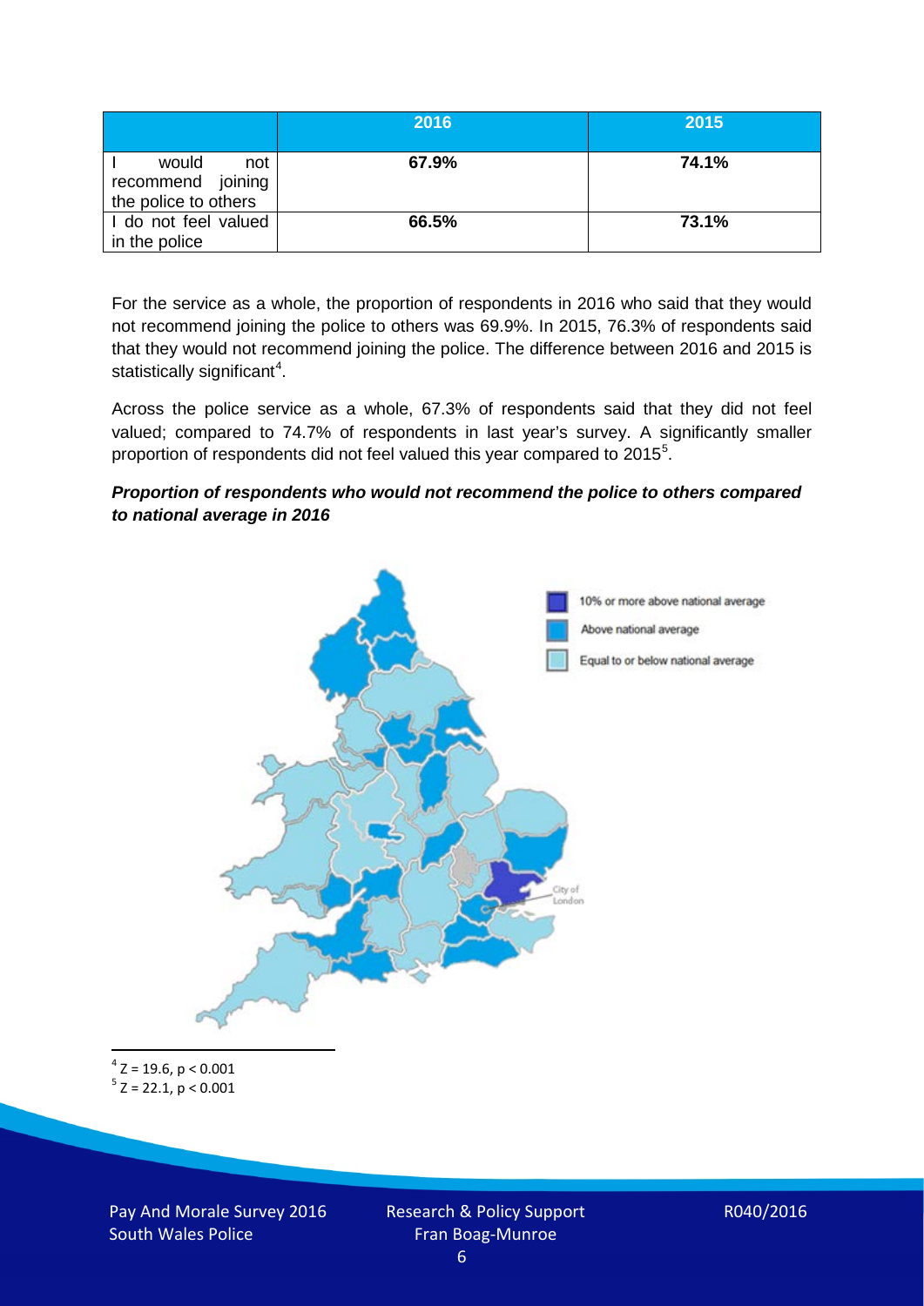| | 2016 | 2015 |
|---|---|---|
| I would not recommend joining the police to others | **67.9%** | **74.1%** |
| I do not feel valued in the police | **66.5%** | **73.1%** |

For the service as a whole, the proportion of respondents in 2016 who said that they would not recommend joining the police to others was 69.9%. In 2015, 76.3% of respondents said that they would not recommend joining the police. The difference between 2016 and 2015 is statistically significant[4].

Across the police service as a whole, 67.3% of respondents said that they did not feel valued; compared to 74.7% of respondents in last year's survey. A significantly smaller proportion of respondents did not feel valued this year compared to 2015[5].

***Proportion of respondents who would not recommend the police to others compared to national average in 2016***

10% or more above national average

Above national average

Equal to or below national average

City of London

[4] $Z = 19.6$, $p < 0.001$

[5] $Z = 22.1$, $p < 0.001$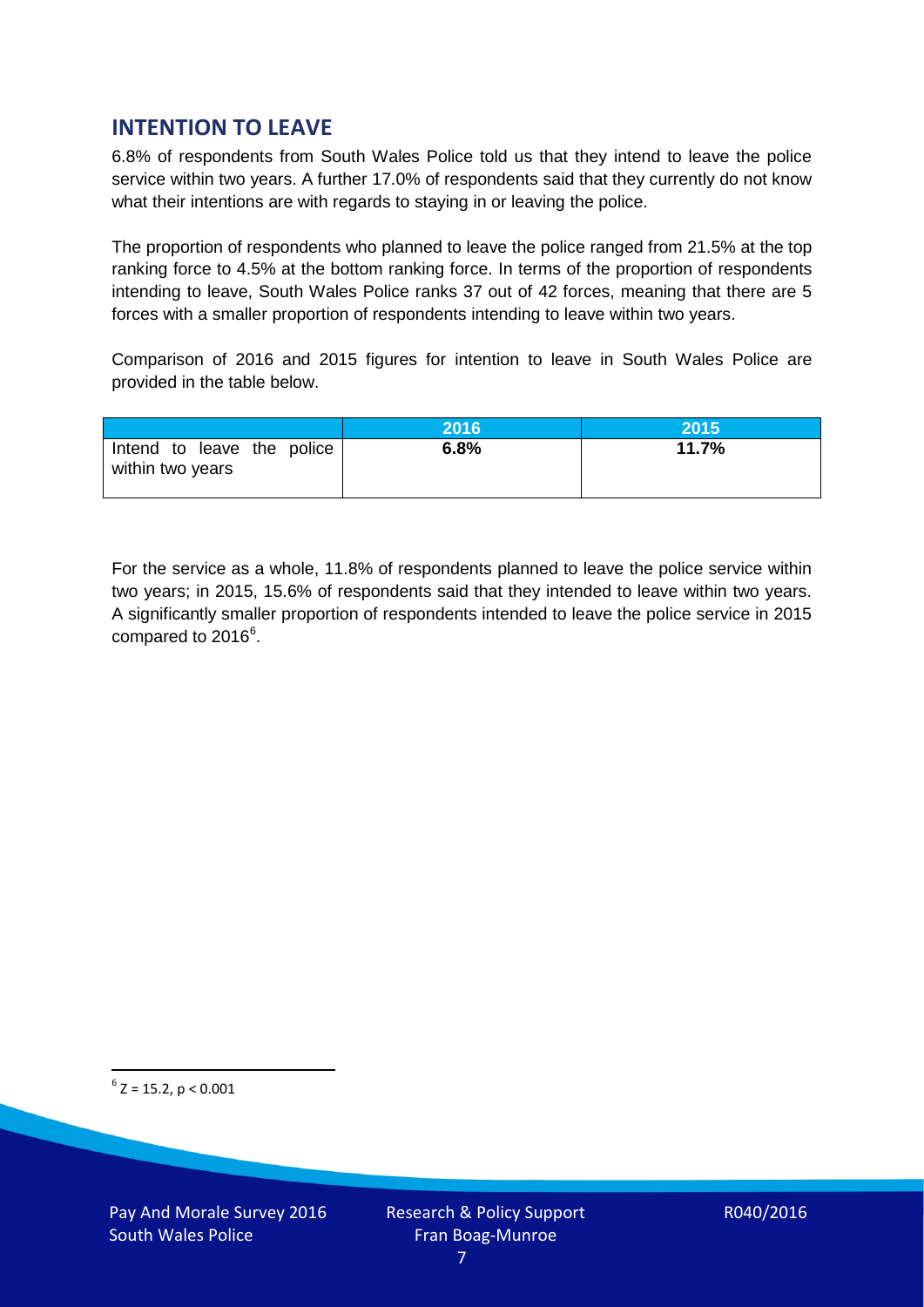## INTENTION TO LEAVE

6.8% of respondents from South Wales Police told us that they intend to leave the police service within two years. A further 17.0% of respondents said that they currently do not know what their intentions are with regards to staying in or leaving the police.

The proportion of respondents who planned to leave the police ranged from 21.5% at the top ranking force to 4.5% at the bottom ranking force. In terms of the proportion of respondents intending to leave, South Wales Police ranks 37 out of 42 forces, meaning that there are 5 forces with a smaller proportion of respondents intending to leave within two years.

Comparison of 2016 and 2015 figures for intention to leave in South Wales Police are provided in the table below.

| | 2016 | 2015 |
|---|---|---|
| Intend to leave the police within two years | **6.8%** | **11.7%** |

For the service as a whole, 11.8% of respondents planned to leave the police service within two years; in 2015, 15.6% of respondents said that they intended to leave within two years. A significantly smaller proportion of respondents intended to leave the police service in 2015 compared to 2016[6].

[6] $Z = 15.2$, $p < 0.001$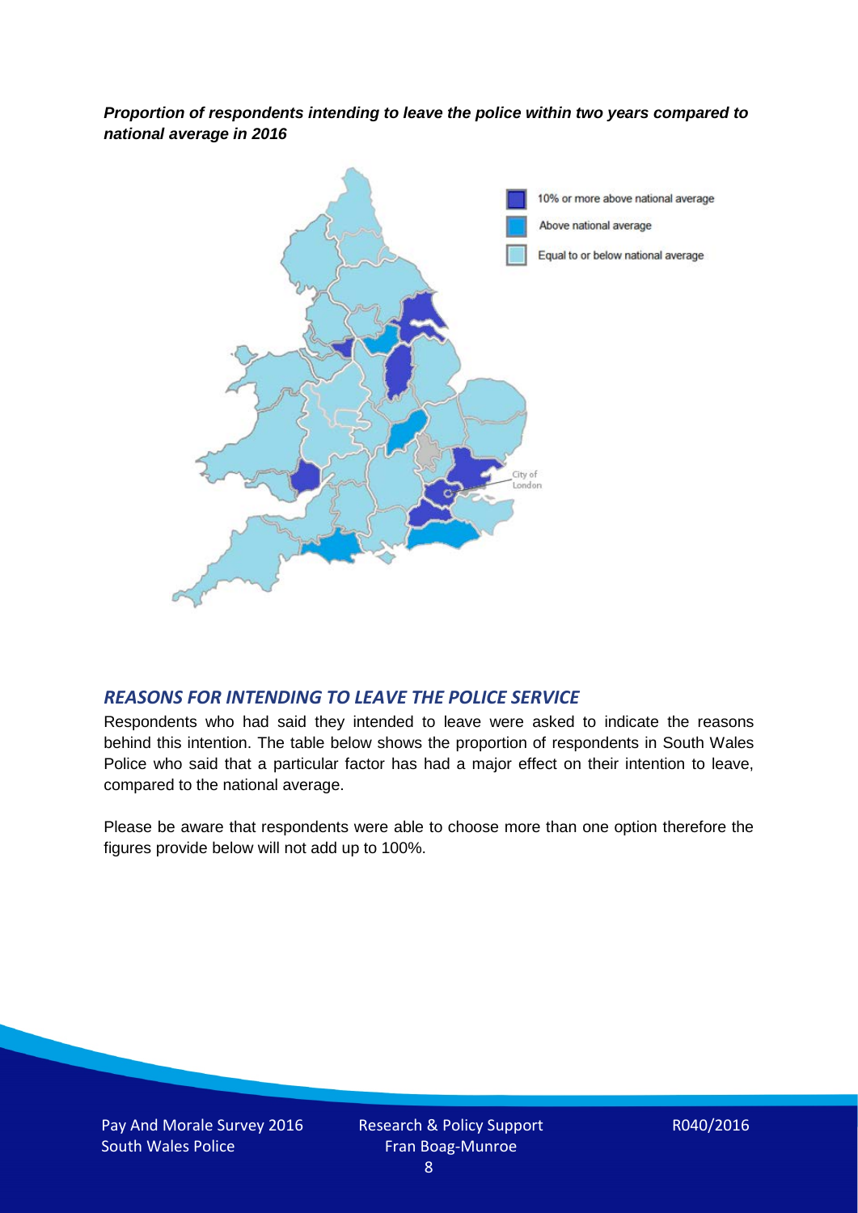***Proportion of respondents intending to leave the police within two years compared to national average in 2016***

## *REASONS FOR INTENDING TO LEAVE THE POLICE SERVICE*

Respondents who had said they intended to leave were asked to indicate the reasons behind this intention. The table below shows the proportion of respondents in South Wales Police who said that a particular factor has had a major effect on their intention to leave, compared to the national average.

Please be aware that respondents were able to choose more than one option therefore the figures provide below will not add up to 100%.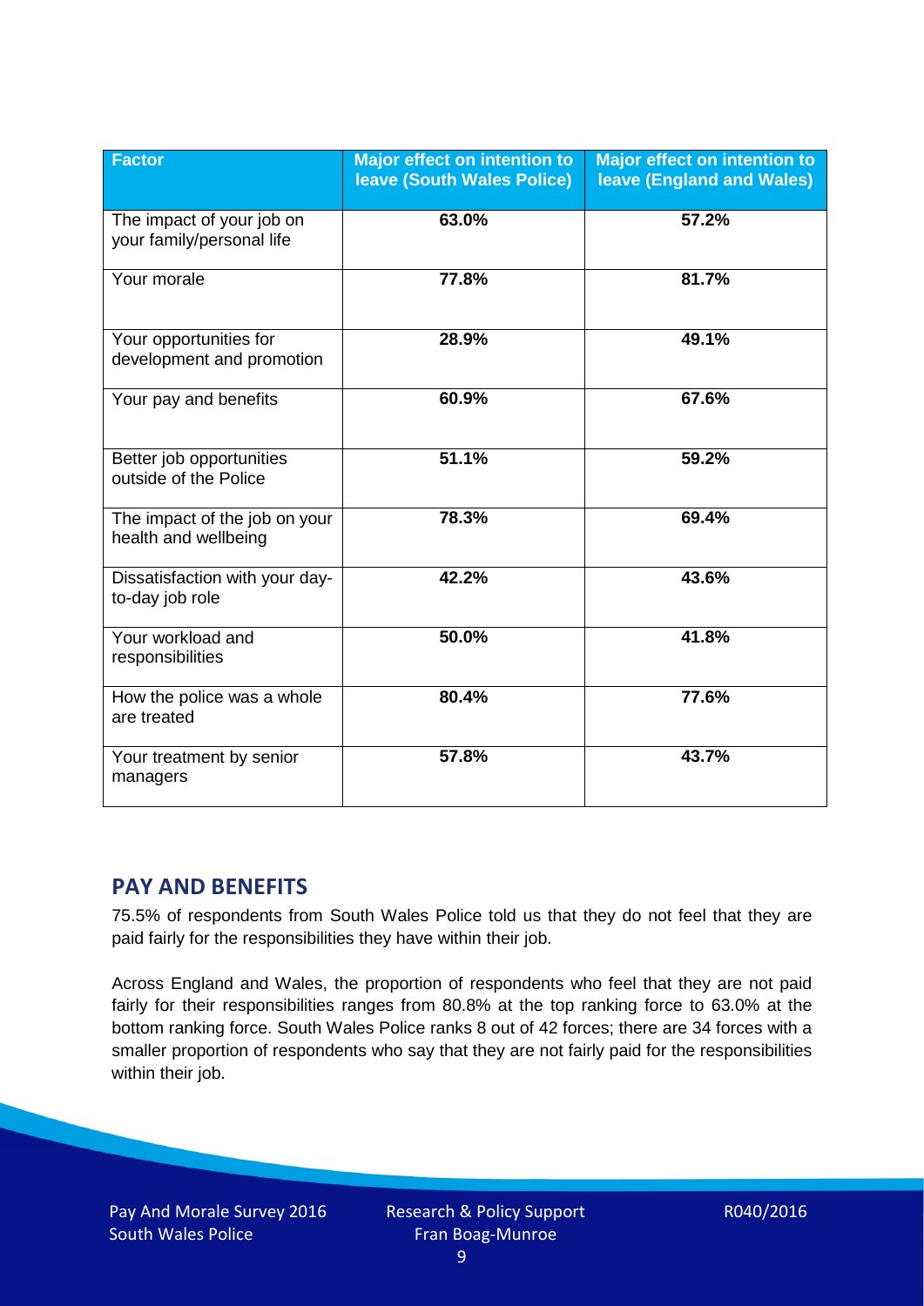| Factor | Major effect on intention to leave (South Wales Police) | Major effect on intention to leave (England and Wales) |
|---|---|---|
| The impact of your job on your family/personal life | **63.0%** | **57.2%** |
| Your morale | **77.8%** | **81.7%** |
| Your opportunities for development and promotion | **28.9%** | **49.1%** |
| Your pay and benefits | **60.9%** | **67.6%** |
| Better job opportunities outside of the Police | **51.1%** | **59.2%** |
| The impact of the job on your health and wellbeing | **78.3%** | **69.4%** |
| Dissatisfaction with your day-to-day job role | **42.2%** | **43.6%** |
| Your workload and responsibilities | **50.0%** | **41.8%** |
| How the police was a whole are treated | **80.4%** | **77.6%** |
| Your treatment by senior managers | **57.8%** | **43.7%** |

## PAY AND BENEFITS

75.5% of respondents from South Wales Police told us that they do not feel that they are paid fairly for the responsibilities they have within their job.

Across England and Wales, the proportion of respondents who feel that they are not paid fairly for their responsibilities ranges from 80.8% at the top ranking force to 63.0% at the bottom ranking force. South Wales Police ranks 8 out of 42 forces; there are 34 forces with a smaller proportion of respondents who say that they are not fairly paid for the responsibilities within their job.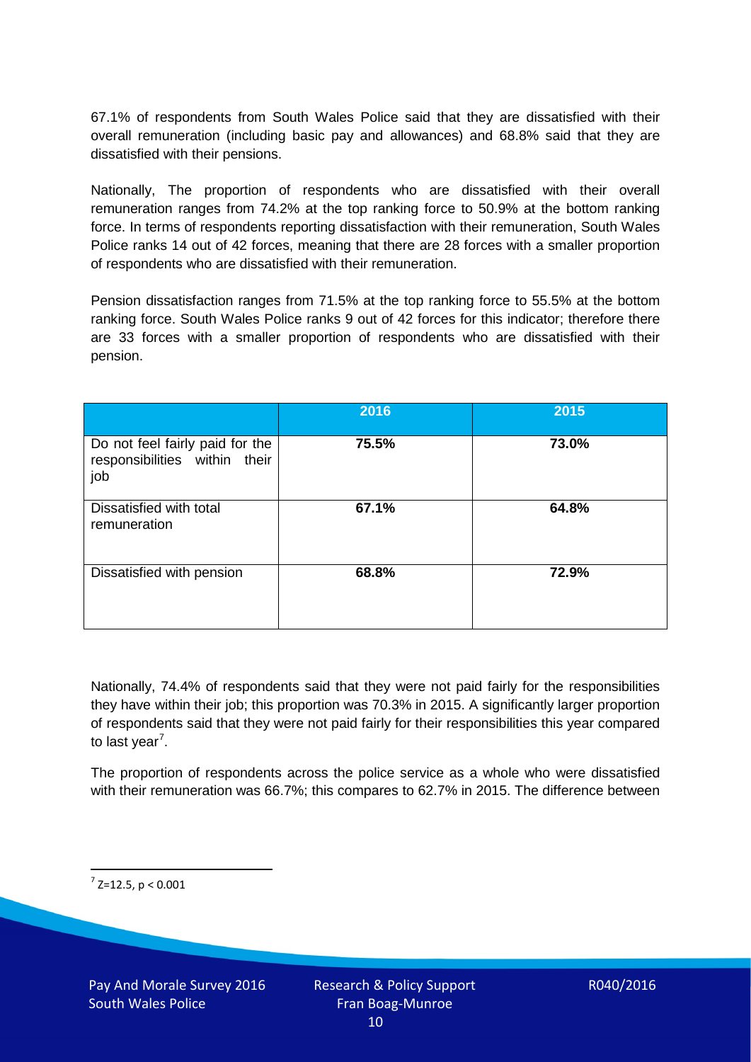67.1% of respondents from South Wales Police said that they are dissatisfied with their overall remuneration (including basic pay and allowances) and 68.8% said that they are dissatisfied with their pensions.

Nationally, The proportion of respondents who are dissatisfied with their overall remuneration ranges from 74.2% at the top ranking force to 50.9% at the bottom ranking force. In terms of respondents reporting dissatisfaction with their remuneration, South Wales Police ranks 14 out of 42 forces, meaning that there are 28 forces with a smaller proportion of respondents who are dissatisfied with their remuneration.

Pension dissatisfaction ranges from 71.5% at the top ranking force to 55.5% at the bottom ranking force. South Wales Police ranks 9 out of 42 forces for this indicator; therefore there are 33 forces with a smaller proportion of respondents who are dissatisfied with their pension.

| | 2016 | 2015 |
|---|---|---|
| Do not feel fairly paid for the responsibilities within their job | **75.5%** | **73.0%** |
| Dissatisfied with total remuneration | **67.1%** | **64.8%** |
| Dissatisfied with pension | **68.8%** | **72.9%** |

Nationally, 74.4% of respondents said that they were not paid fairly for the responsibilities they have within their job; this proportion was 70.3% in 2015. A significantly larger proportion of respondents said that they were not paid fairly for their responsibilities this year compared to last year[7].

The proportion of respondents across the police service as a whole who were dissatisfied with their remuneration was 66.7%; this compares to 62.7% in 2015. The difference between

[7] $Z=12.5$, $p < 0.001$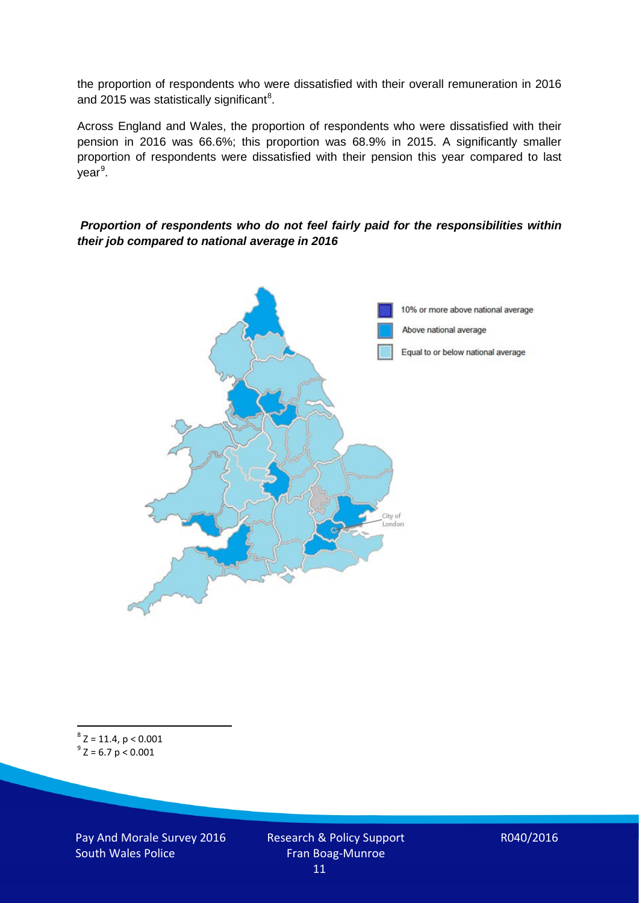the proportion of respondents who were dissatisfied with their overall remuneration in 2016 and 2015 was statistically significant[8].

Across England and Wales, the proportion of respondents who were dissatisfied with their pension in 2016 was 66.6%; this proportion was 68.9% in 2015. A significantly smaller proportion of respondents were dissatisfied with their pension this year compared to last year[9].

***Proportion of respondents who do not feel fairly paid for the responsibilities within their job compared to national average in 2016***

10% or more above national average

Above national average

Equal to or below national average

City of London

---

[8] $Z = 11.4$, $p < 0.001$

[9] $Z = 6.7$ $p < 0.001$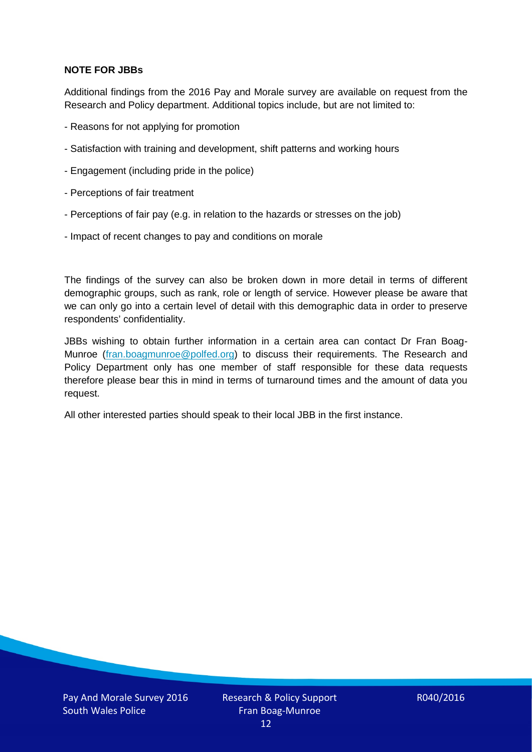**NOTE FOR JBBs**

Additional findings from the 2016 Pay and Morale survey are available on request from the Research and Policy department. Additional topics include, but are not limited to:

- Reasons for not applying for promotion
- Satisfaction with training and development, shift patterns and working hours
- Engagement (including pride in the police)
- Perceptions of fair treatment
- Perceptions of fair pay (e.g. in relation to the hazards or stresses on the job)
- Impact of recent changes to pay and conditions on morale

The findings of the survey can also be broken down in more detail in terms of different demographic groups, such as rank, role or length of service. However please be aware that we can only go into a certain level of detail with this demographic data in order to preserve respondents' confidentiality.

JBBs wishing to obtain further information in a certain area can contact Dr Fran Boag-Munroe (fran.boagmunroe@polfed.org) to discuss their requirements. The Research and Policy Department only has one member of staff responsible for these data requests therefore please bear this in mind in terms of turnaround times and the amount of data you request.

All other interested parties should speak to their local JBB in the first instance.